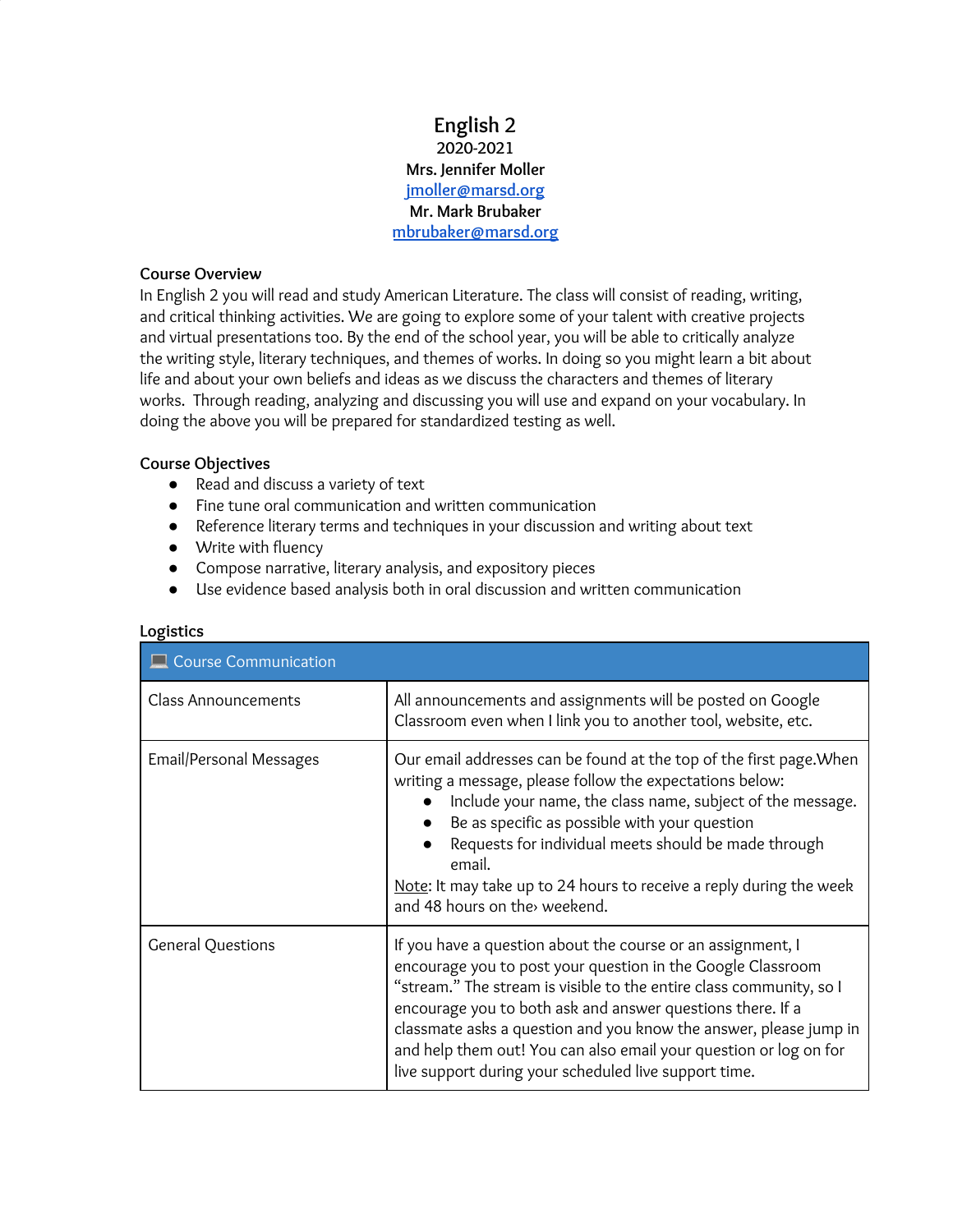# English 2

**2020-2021**

**Mrs. Jennifer Moller**

[jmoller@marsd.org](mailto:jmoller@marsd.org)

**Mr. Mark Brubaker**

[mbrubaker@marsd.org](mailto:mbrubaker@marsd.org)

## Course Overview

In English 2 you will read and study American Literature. The class will consist of reading, writing, and critical thinking activities. We are going to explore some of your talent with creative projects and virtual presentations too. By the end of the school year, you will be able to critically analyze the writing style, literary techniques, and themes of works. In doing so you might learn a bit about life and about your own beliefs and ideas as we discuss the characters and themes of literary works. Through reading, analyzing and discussing you will use and expand on your vocabulary. In doing the above you will be prepared for standardized testing as well.

## Course Objectives

- Read and discuss a variety of text
- Fine tune oral communication and written communication
- Reference literary terms and techniques in your discussion and writing about text
- Write with fluency
- Compose narrative, literary analysis, and expository pieces
- Use evidence based analysis both in oral discussion and written communication

## Logistics

| 💻 Course Communication | |
|---|---|
| Class Announcements | All announcements and assignments will be posted on Google Classroom even when I link you to another tool, website, etc. |
| Email/Personal Messages | Our email addresses can be found at the top of the first page.When writing a message, please follow the expectations below:<br>• Include your name, the class name, subject of the message.<br>• Be as specific as possible with your question<br>• Requests for individual meets should be made through email.<br><u>Note</u>: It may take up to 24 hours to receive a reply during the week and 48 hours on the› weekend. |
| General Questions | If you have a question about the course or an assignment, I encourage you to post your question in the Google Classroom "stream." The stream is visible to the entire class community, so I encourage you to both ask and answer questions there. If a classmate asks a question and you know the answer, please jump in and help them out! You can also email your question or log on for live support during your scheduled live support time. |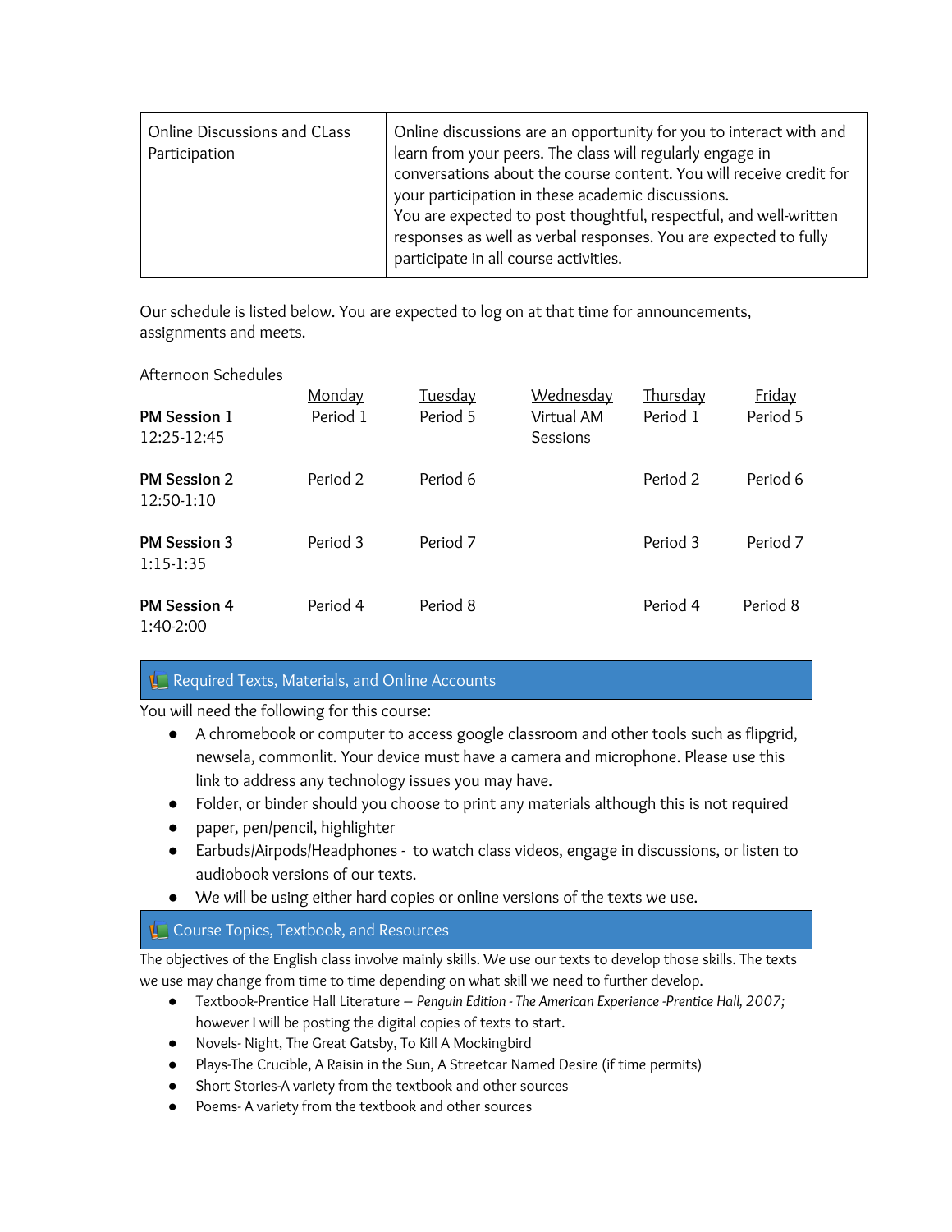| Online Discussions and CLass Participation | Online discussions are an opportunity for you to interact with and learn from your peers. The class will regularly engage in conversations about the course content. You will receive credit for your participation in these academic discussions.<br>You are expected to post thoughtful, respectful, and well-written responses as well as verbal responses. You are expected to fully participate in all course activities. |
|---|---|

Our schedule is listed below. You are expected to log on at that time for announcements, assignments and meets.

Afternoon Schedules

| | Monday | Tuesday | Wednesday | Thursday | Friday |
|---|---|---|---|---|---|
| **PM Session 1** 12:25-12:45 | Period 1 | Period 5 | Virtual AM Sessions | Period 1 | Period 5 |
| **PM Session 2** 12:50-1:10 | Period 2 | Period 6 | | Period 2 | Period 6 |
| **PM Session 3** 1:15-1:35 | Period 3 | Period 7 | | Period 3 | Period 7 |
| **PM Session 4** 1:40-2:00 | Period 4 | Period 8 | | Period 4 | Period 8 |

## Required Texts, Materials, and Online Accounts

You will need the following for this course:

- A chromebook or computer to access google classroom and other tools such as flipgrid, newsela, commonlit. Your device must have a camera and microphone. Please use this link to address any technology issues you may have.
- Folder, or binder should you choose to print any materials although this is not required
- paper, pen/pencil, highlighter
- Earbuds/Airpods/Headphones - to watch class videos, engage in discussions, or listen to audiobook versions of our texts.
- We will be using either hard copies or online versions of the texts we use.

## Course Topics, Textbook, and Resources

The objectives of the English class involve mainly skills. We use our texts to develop those skills. The texts we use may change from time to time depending on what skill we need to further develop.

- Textbook-Prentice Hall Literature – *Penguin Edition - The American Experience -Prentice Hall, 2007;* however I will be posting the digital copies of texts to start.
- Novels- Night, The Great Gatsby, To Kill A Mockingbird
- Plays-The Crucible, A Raisin in the Sun, A Streetcar Named Desire (if time permits)
- Short Stories-A variety from the textbook and other sources
- Poems- A variety from the textbook and other sources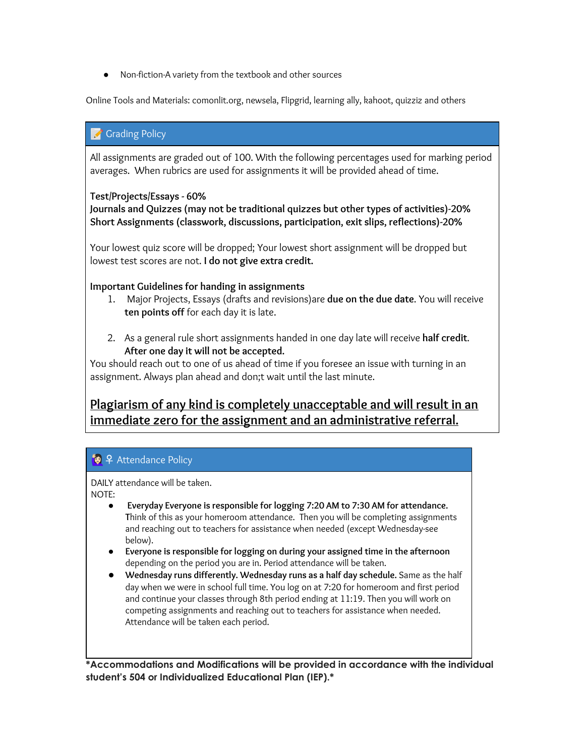- Non-fiction-A variety from the textbook and other sources

Online Tools and Materials: comonlit.org, newsela, Flipgrid, learning ally, kahoot, quizziz and others

## 📝 Grading Policy

All assignments are graded out of 100. With the following percentages used for marking period averages. When rubrics are used for assignments it will be provided ahead of time.

**Test/Projects/Essays - 60%**
**Journals and Quizzes (may not be traditional quizzes but other types of activities)-20%**
**Short Assignments (classwork, discussions, participation, exit slips, reflections)-20%**

Your lowest quiz score will be dropped; Your lowest short assignment will be dropped but lowest test scores are not. **I do not give extra credit.**

**Important Guidelines for handing in assignments**

1. Major Projects, Essays (drafts and revisions)are **due on the due date**. You will receive **ten points off** for each day it is late.

2. As a general rule short assignments handed in one day late will receive **half credit. After one day it will not be accepted.**

You should reach out to one of us ahead of time if you foresee an issue with turning in an assignment. Always plan ahead and don;t wait until the last minute.

**<u>Plagiarism of any kind is completely unacceptable and will result in an immediate zero for the assignment and an administrative referral.</u>**

## 🙋‍♀️ Attendance Policy

DAILY attendance will be taken.
NOTE:

- **Everyday Everyone is responsible for logging 7:20 AM to 7:30 AM for attendance.** Think of this as your homeroom attendance. Then you will be completing assignments and reaching out to teachers for assistance when needed (except Wednesday-see below).
- **Everyone is responsible for logging on during your assigned time in the afternoon** depending on the period you are in. Period attendance will be taken.
- **Wednesday runs differently. Wednesday runs as a half day schedule.** Same as the half day when we were in school full time. You log on at 7:20 for homeroom and first period and continue your classes through 8th period ending at 11:19. Then you will work on competing assignments and reaching out to teachers for assistance when needed. Attendance will be taken each period.

**\*Accommodations and Modifications will be provided in accordance with the individual student's 504 or Individualized Educational Plan (IEP).\***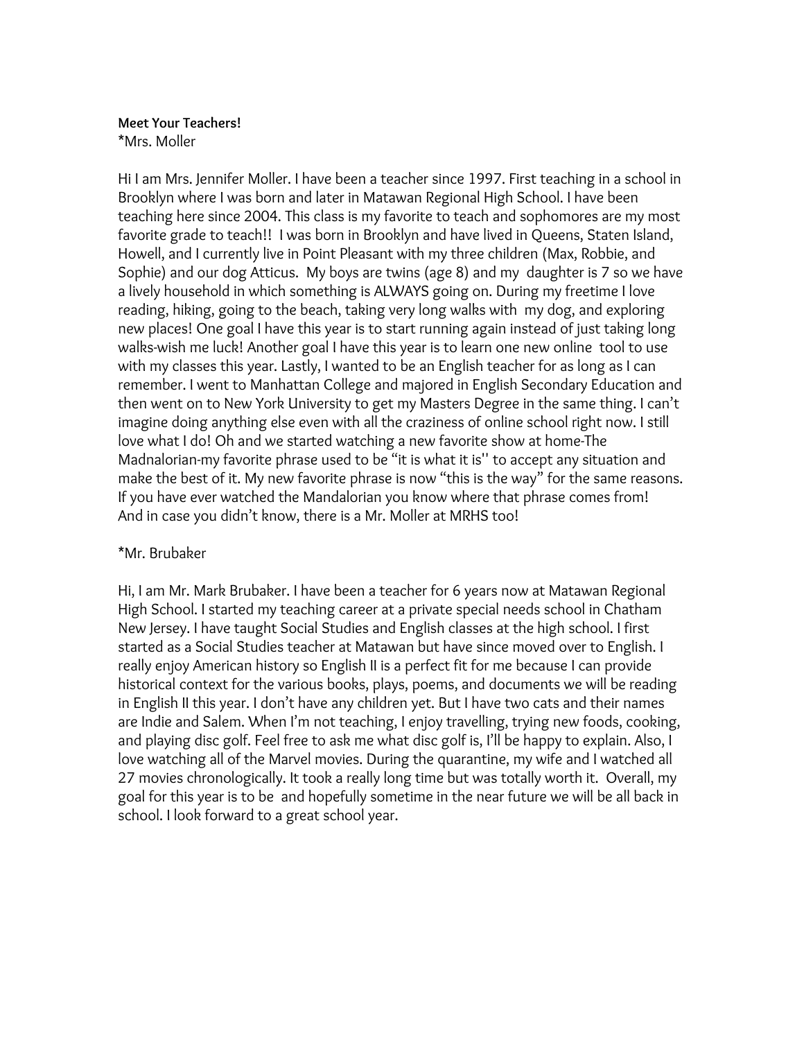**Meet Your Teachers!**

*Mrs. Moller

Hi I am Mrs. Jennifer Moller. I have been a teacher since 1997. First teaching in a school in Brooklyn where I was born and later in Matawan Regional High School. I have been teaching here since 2004. This class is my favorite to teach and sophomores are my most favorite grade to teach!! I was born in Brooklyn and have lived in Queens, Staten Island, Howell, and I currently live in Point Pleasant with my three children (Max, Robbie, and Sophie) and our dog Atticus. My boys are twins (age 8) and my daughter is 7 so we have a lively household in which something is ALWAYS going on. During my freetime I love reading, hiking, going to the beach, taking very long walks with my dog, and exploring new places! One goal I have this year is to start running again instead of just taking long walks-wish me luck! Another goal I have this year is to learn one new online tool to use with my classes this year. Lastly, I wanted to be an English teacher for as long as I can remember. I went to Manhattan College and majored in English Secondary Education and then went on to New York University to get my Masters Degree in the same thing. I can't imagine doing anything else even with all the craziness of online school right now. I still love what I do! Oh and we started watching a new favorite show at home-The Madnalorian-my favorite phrase used to be "it is what it is'' to accept any situation and make the best of it. My new favorite phrase is now "this is the way" for the same reasons. If you have ever watched the Mandalorian you know where that phrase comes from! And in case you didn't know, there is a Mr. Moller at MRHS too!

*Mr. Brubaker

Hi, I am Mr. Mark Brubaker. I have been a teacher for 6 years now at Matawan Regional High School. I started my teaching career at a private special needs school in Chatham New Jersey. I have taught Social Studies and English classes at the high school. I first started as a Social Studies teacher at Matawan but have since moved over to English. I really enjoy American history so English II is a perfect fit for me because I can provide historical context for the various books, plays, poems, and documents we will be reading in English II this year. I don't have any children yet. But I have two cats and their names are Indie and Salem. When I'm not teaching, I enjoy travelling, trying new foods, cooking, and playing disc golf. Feel free to ask me what disc golf is, I'll be happy to explain. Also, I love watching all of the Marvel movies. During the quarantine, my wife and I watched all 27 movies chronologically. It took a really long time but was totally worth it. Overall, my goal for this year is to be and hopefully sometime in the near future we will be all back in school. I look forward to a great school year.